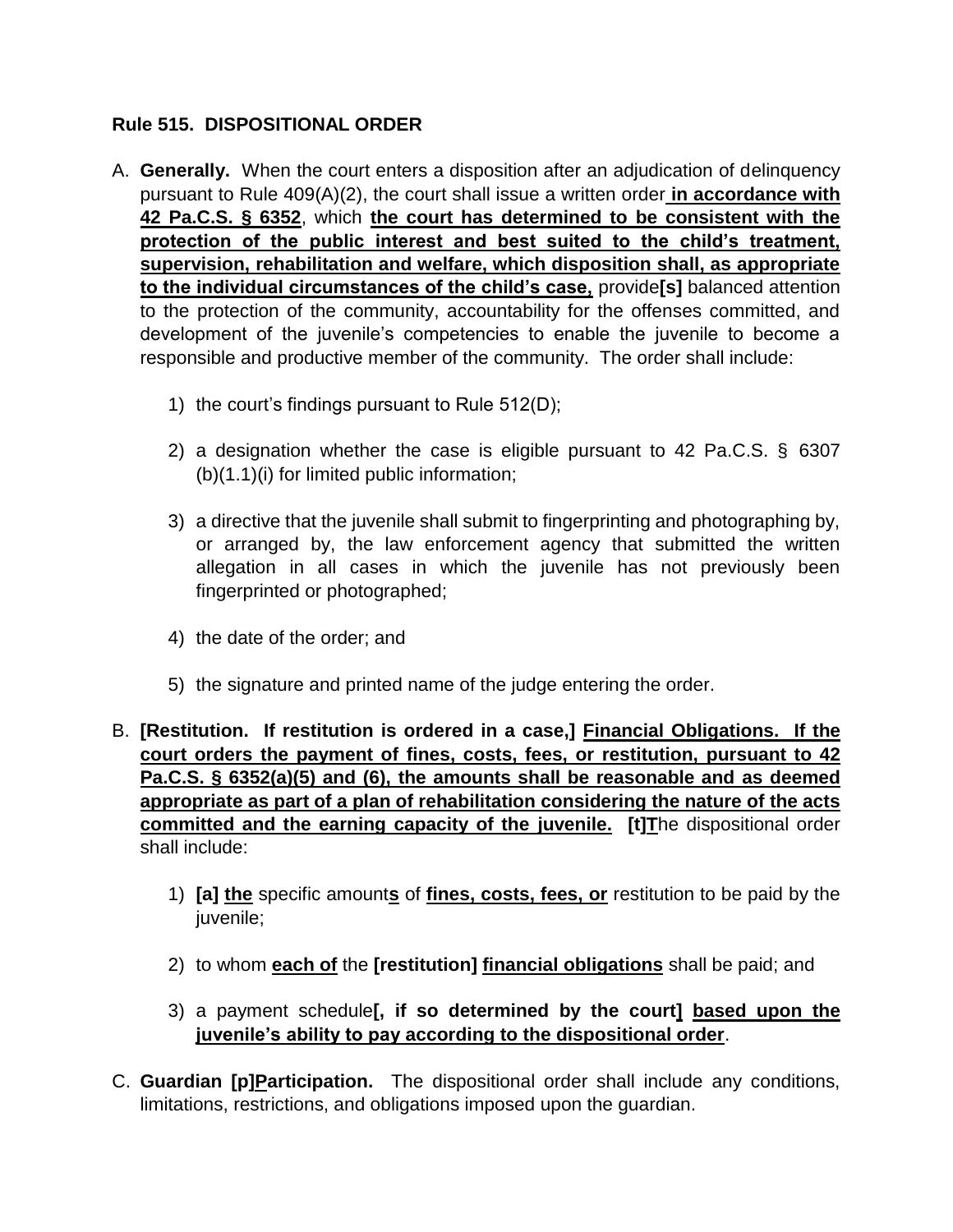**Rule 515. DISPOSITIONAL ORDER**

A. **Generally.** When the court enters a disposition after an adjudication of delinquency pursuant to Rule 409(A)(2), the court shall issue a written order **in accordance with 42 Pa.C.S. § 6352**, which **the court has determined to be consistent with the protection of the public interest and best suited to the child's treatment, supervision, rehabilitation and welfare, which disposition shall, as appropriate to the individual circumstances of the child's case,** provide**[s]** balanced attention to the protection of the community, accountability for the offenses committed, and development of the juvenile's competencies to enable the juvenile to become a responsible and productive member of the community. The order shall include:

   1) the court's findings pursuant to Rule 512(D);

   2) a designation whether the case is eligible pursuant to 42 Pa.C.S. § 6307 (b)(1.1)(i) for limited public information;

   3) a directive that the juvenile shall submit to fingerprinting and photographing by, or arranged by, the law enforcement agency that submitted the written allegation in all cases in which the juvenile has not previously been fingerprinted or photographed;

   4) the date of the order; and

   5) the signature and printed name of the judge entering the order.

B. **[Restitution. If restitution is ordered in a case,] Financial Obligations. If the court orders the payment of fines, costs, fees, or restitution, pursuant to 42 Pa.C.S. § 6352(a)(5) and (6), the amounts shall be reasonable and as deemed appropriate as part of a plan of rehabilitation considering the nature of the acts committed and the earning capacity of the juvenile. [t]T**he dispositional order shall include:

   1) **[a] the** specific amount**s** of **fines, costs, fees, or** restitution to be paid by the juvenile;

   2) to whom **each of** the **[restitution] financial obligations** shall be paid; and

   3) a payment schedule**[, if so determined by the court] based upon the juvenile's ability to pay according to the dispositional order**.

C. **Guardian [p]Participation.** The dispositional order shall include any conditions, limitations, restrictions, and obligations imposed upon the guardian.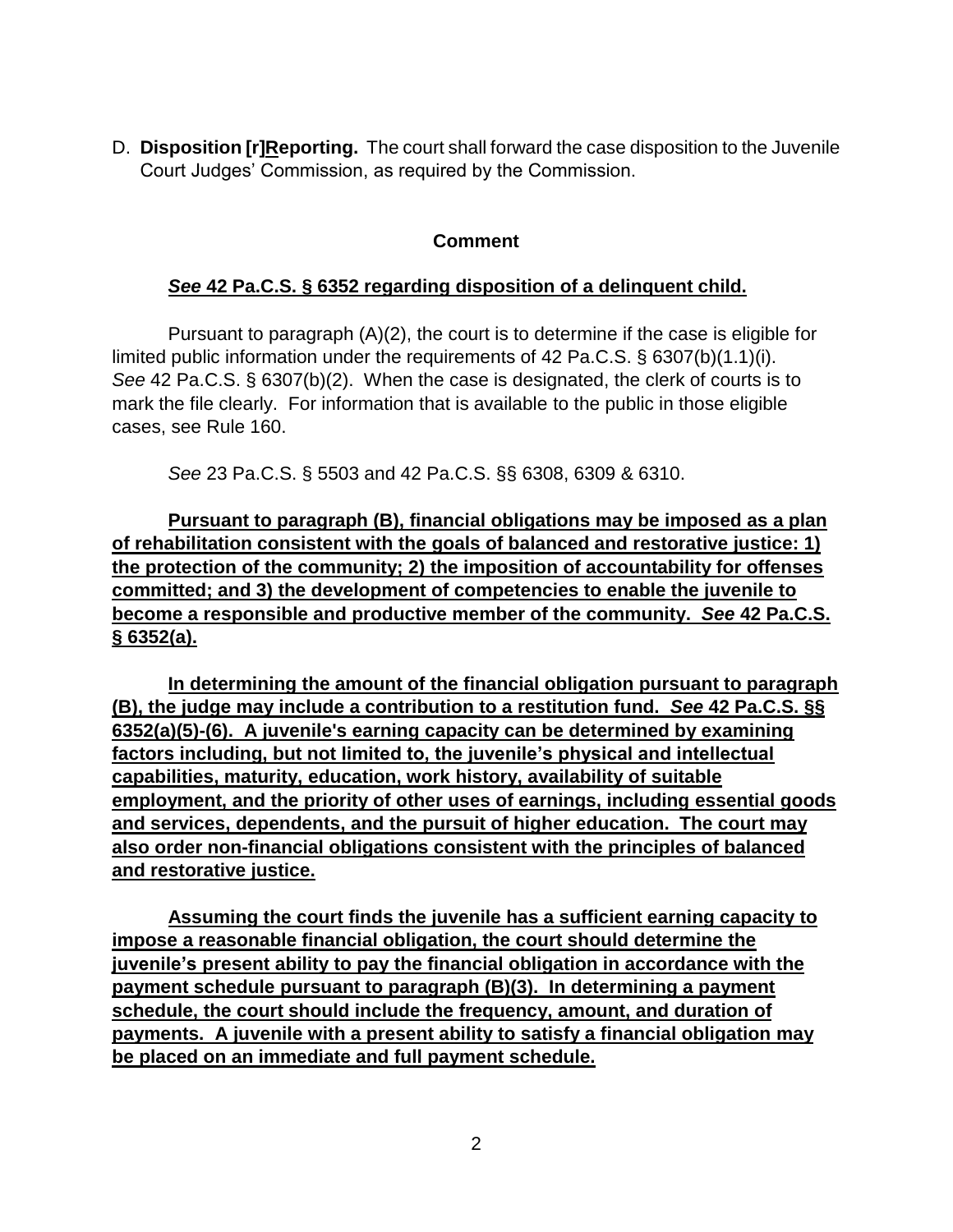D. **Disposition [r]<u>R</u>eporting.** The court shall forward the case disposition to the Juvenile Court Judges' Commission, as required by the Commission.

**Comment**

<u>***See*** **42 Pa.C.S. § 6352 regarding disposition of a delinquent child.**</u>

Pursuant to paragraph (A)(2), the court is to determine if the case is eligible for limited public information under the requirements of 42 Pa.C.S. § 6307(b)(1.1)(i). *See* 42 Pa.C.S. § 6307(b)(2). When the case is designated, the clerk of courts is to mark the file clearly. For information that is available to the public in those eligible cases, see Rule 160.

*See* 23 Pa.C.S. § 5503 and 42 Pa.C.S. §§ 6308, 6309 & 6310.

<u>**Pursuant to paragraph (B), financial obligations may be imposed as a plan of rehabilitation consistent with the goals of balanced and restorative justice: 1) the protection of the community; 2) the imposition of accountability for offenses committed; and 3) the development of competencies to enable the juvenile to become a responsible and productive member of the community. *See* 42 Pa.C.S. § 6352(a).**</u>

<u>**In determining the amount of the financial obligation pursuant to paragraph (B), the judge may include a contribution to a restitution fund. *See* 42 Pa.C.S. §§ 6352(a)(5)-(6). A juvenile's earning capacity can be determined by examining factors including, but not limited to, the juvenile's physical and intellectual capabilities, maturity, education, work history, availability of suitable employment, and the priority of other uses of earnings, including essential goods and services, dependents, and the pursuit of higher education. The court may also order non-financial obligations consistent with the principles of balanced and restorative justice.**</u>

<u>**Assuming the court finds the juvenile has a sufficient earning capacity to impose a reasonable financial obligation, the court should determine the juvenile's present ability to pay the financial obligation in accordance with the payment schedule pursuant to paragraph (B)(3). In determining a payment schedule, the court should include the frequency, amount, and duration of payments. A juvenile with a present ability to satisfy a financial obligation may be placed on an immediate and full payment schedule.**</u>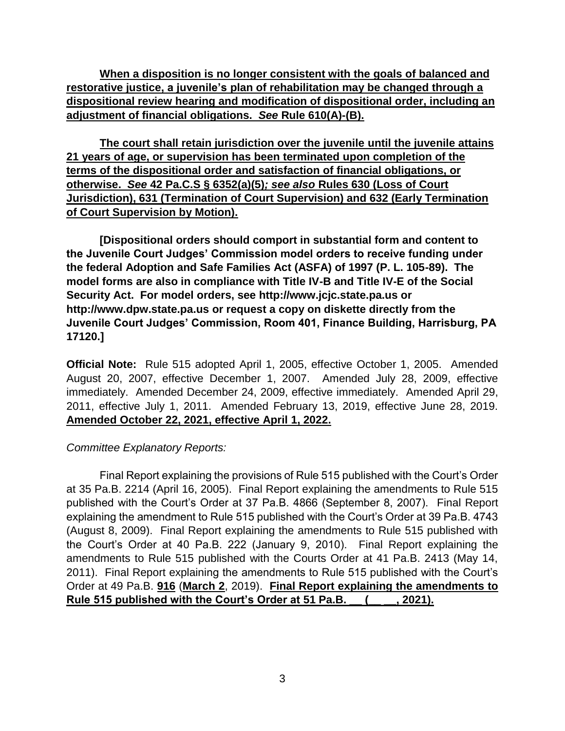**<u>When a disposition is no longer consistent with the goals of balanced and restorative justice, a juvenile's plan of rehabilitation may be changed through a dispositional review hearing and modification of dispositional order, including an adjustment of financial obligations. *See* Rule 610(A)-(B).</u>**

**<u>The court shall retain jurisdiction over the juvenile until the juvenile attains 21 years of age, or supervision has been terminated upon completion of the terms of the dispositional order and satisfaction of financial obligations, or otherwise. *See* 42 Pa.C.S § 6352(a)(5); *see also* Rules 630 (Loss of Court Jurisdiction), 631 (Termination of Court Supervision) and 632 (Early Termination of Court Supervision by Motion).</u>**

**[Dispositional orders should comport in substantial form and content to the Juvenile Court Judges' Commission model orders to receive funding under the federal Adoption and Safe Families Act (ASFA) of 1997 (P. L. 105-89). The model forms are also in compliance with Title IV-B and Title IV-E of the Social Security Act. For model orders, see http://www.jcjc.state.pa.us or http://www.dpw.state.pa.us or request a copy on diskette directly from the Juvenile Court Judges' Commission, Room 401, Finance Building, Harrisburg, PA 17120.]**

**Official Note:** Rule 515 adopted April 1, 2005, effective October 1, 2005. Amended August 20, 2007, effective December 1, 2007. Amended July 28, 2009, effective immediately. Amended December 24, 2009, effective immediately. Amended April 29, 2011, effective July 1, 2011. Amended February 13, 2019, effective June 28, 2019. **<u>Amended October 22, 2021, effective April 1, 2022.</u>**

*Committee Explanatory Reports:*

Final Report explaining the provisions of Rule 515 published with the Court's Order at 35 Pa.B. 2214 (April 16, 2005). Final Report explaining the amendments to Rule 515 published with the Court's Order at 37 Pa.B. 4866 (September 8, 2007). Final Report explaining the amendment to Rule 515 published with the Court's Order at 39 Pa.B. 4743 (August 8, 2009). Final Report explaining the amendments to Rule 515 published with the Court's Order at 40 Pa.B. 222 (January 9, 2010). Final Report explaining the amendments to Rule 515 published with the Courts Order at 41 Pa.B. 2413 (May 14, 2011). Final Report explaining the amendments to Rule 515 published with the Court's Order at 49 Pa.B. **<u>916</u>** (**<u>March 2</u>**, 2019). **<u>Final Report explaining the amendments to Rule 515 published with the Court's Order at 51 Pa.B. __ (__ __, 2021).</u>**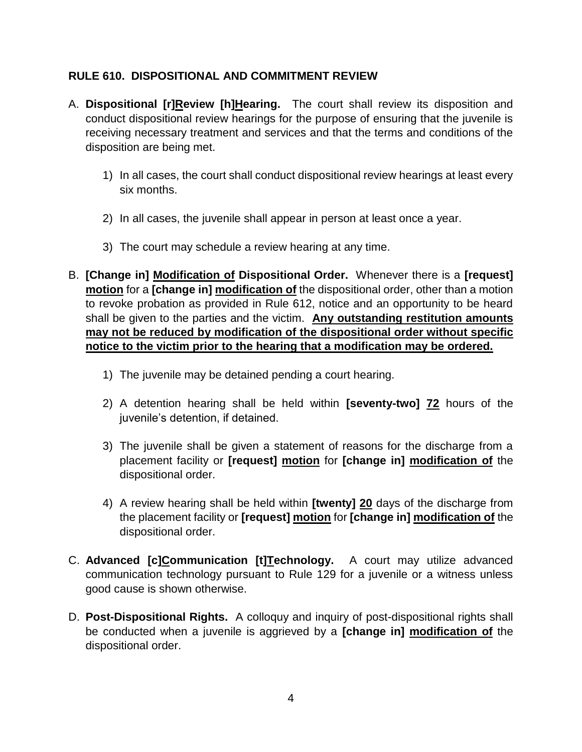**RULE 610. DISPOSITIONAL AND COMMITMENT REVIEW**

A. **Dispositional [r]<u>R</u>eview [h]<u>H</u>earing.** The court shall review its disposition and conduct dispositional review hearings for the purpose of ensuring that the juvenile is receiving necessary treatment and services and that the terms and conditions of the disposition are being met.

   1) In all cases, the court shall conduct dispositional review hearings at least every six months.

   2) In all cases, the juvenile shall appear in person at least once a year.

   3) The court may schedule a review hearing at any time.

B. **[Change in] <u>Modification of</u> Dispositional Order.** Whenever there is a **[request] <u>motion</u>** for a **[change in] <u>modification of</u>** the dispositional order, other than a motion to revoke probation as provided in Rule 612, notice and an opportunity to be heard shall be given to the parties and the victim. **<u>Any outstanding restitution amounts may not be reduced by modification of the dispositional order without specific notice to the victim prior to the hearing that a modification may be ordered.</u>**

   1) The juvenile may be detained pending a court hearing.

   2) A detention hearing shall be held within **[seventy-two] <u>72</u>** hours of the juvenile's detention, if detained.

   3) The juvenile shall be given a statement of reasons for the discharge from a placement facility or **[request] <u>motion</u>** for **[change in] <u>modification of</u>** the dispositional order.

   4) A review hearing shall be held within **[twenty] <u>20</u>** days of the discharge from the placement facility or **[request] <u>motion</u>** for **[change in] <u>modification of</u>** the dispositional order.

C. **Advanced [c]<u>C</u>ommunication [t]<u>T</u>echnology.** A court may utilize advanced communication technology pursuant to Rule 129 for a juvenile or a witness unless good cause is shown otherwise.

D. **Post-Dispositional Rights.** A colloquy and inquiry of post-dispositional rights shall be conducted when a juvenile is aggrieved by a **[change in] <u>modification of</u>** the dispositional order.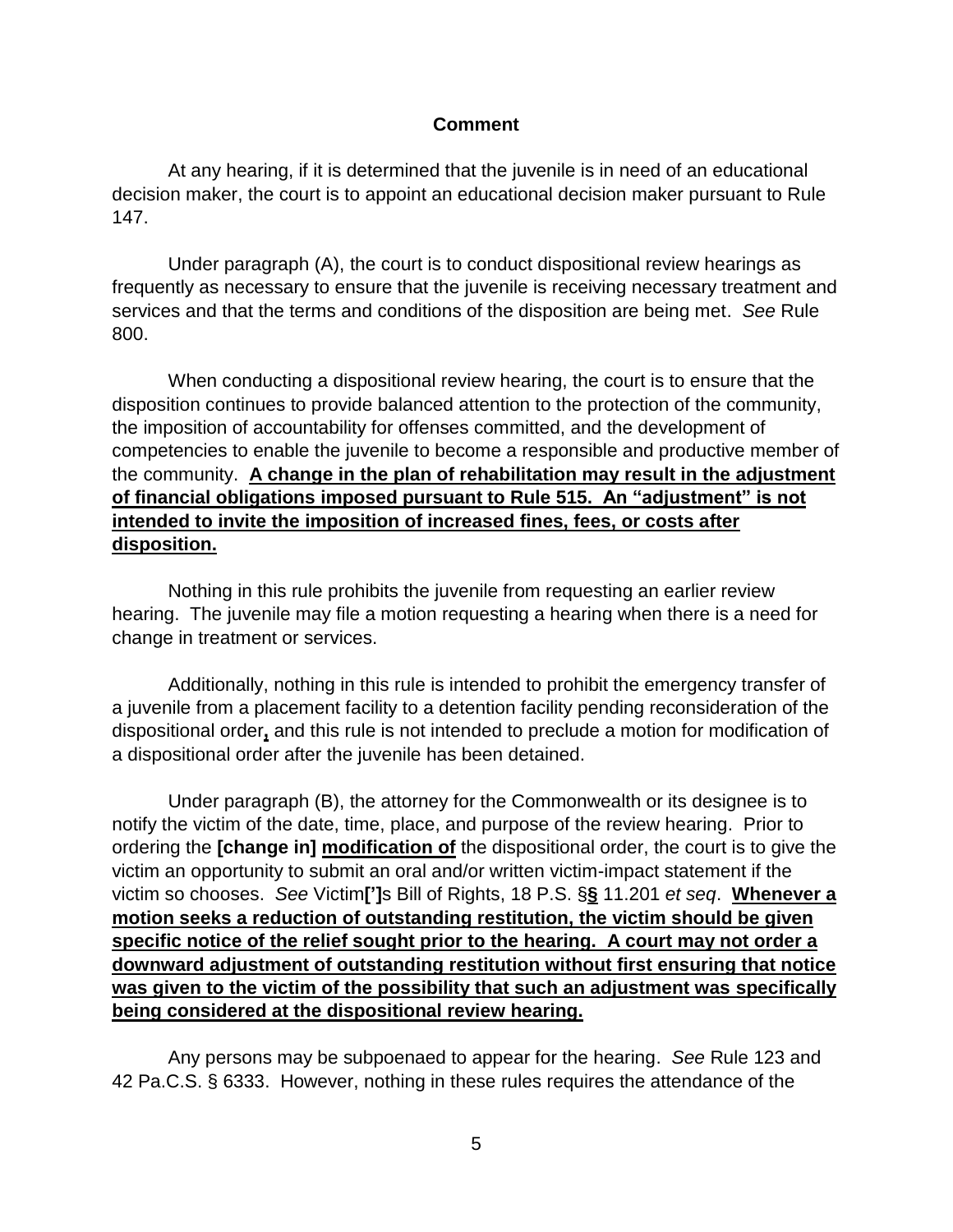## Comment

At any hearing, if it is determined that the juvenile is in need of an educational decision maker, the court is to appoint an educational decision maker pursuant to Rule 147.

Under paragraph (A), the court is to conduct dispositional review hearings as frequently as necessary to ensure that the juvenile is receiving necessary treatment and services and that the terms and conditions of the disposition are being met. *See* Rule 800.

When conducting a dispositional review hearing, the court is to ensure that the disposition continues to provide balanced attention to the protection of the community, the imposition of accountability for offenses committed, and the development of competencies to enable the juvenile to become a responsible and productive member of the community. **<u>A change in the plan of rehabilitation may result in the adjustment of financial obligations imposed pursuant to Rule 515. An "adjustment" is not intended to invite the imposition of increased fines, fees, or costs after disposition.</u>**

Nothing in this rule prohibits the juvenile from requesting an earlier review hearing. The juvenile may file a motion requesting a hearing when there is a need for change in treatment or services.

Additionally, nothing in this rule is intended to prohibit the emergency transfer of a juvenile from a placement facility to a detention facility pending reconsideration of the dispositional order**<u>,</u>** and this rule is not intended to preclude a motion for modification of a dispositional order after the juvenile has been detained.

Under paragraph (B), the attorney for the Commonwealth or its designee is to notify the victim of the date, time, place, and purpose of the review hearing. Prior to ordering the **[change in]** **<u>modification of</u>** the dispositional order, the court is to give the victim an opportunity to submit an oral and/or written victim-impact statement if the victim so chooses. *See* Victim**[']**s Bill of Rights, 18 P.S. §**<u>§</u>** 11.201 *et seq*. **<u>Whenever a motion seeks a reduction of outstanding restitution, the victim should be given specific notice of the relief sought prior to the hearing. A court may not order a downward adjustment of outstanding restitution without first ensuring that notice was given to the victim of the possibility that such an adjustment was specifically being considered at the dispositional review hearing.</u>**

Any persons may be subpoenaed to appear for the hearing. *See* Rule 123 and 42 Pa.C.S. § 6333. However, nothing in these rules requires the attendance of the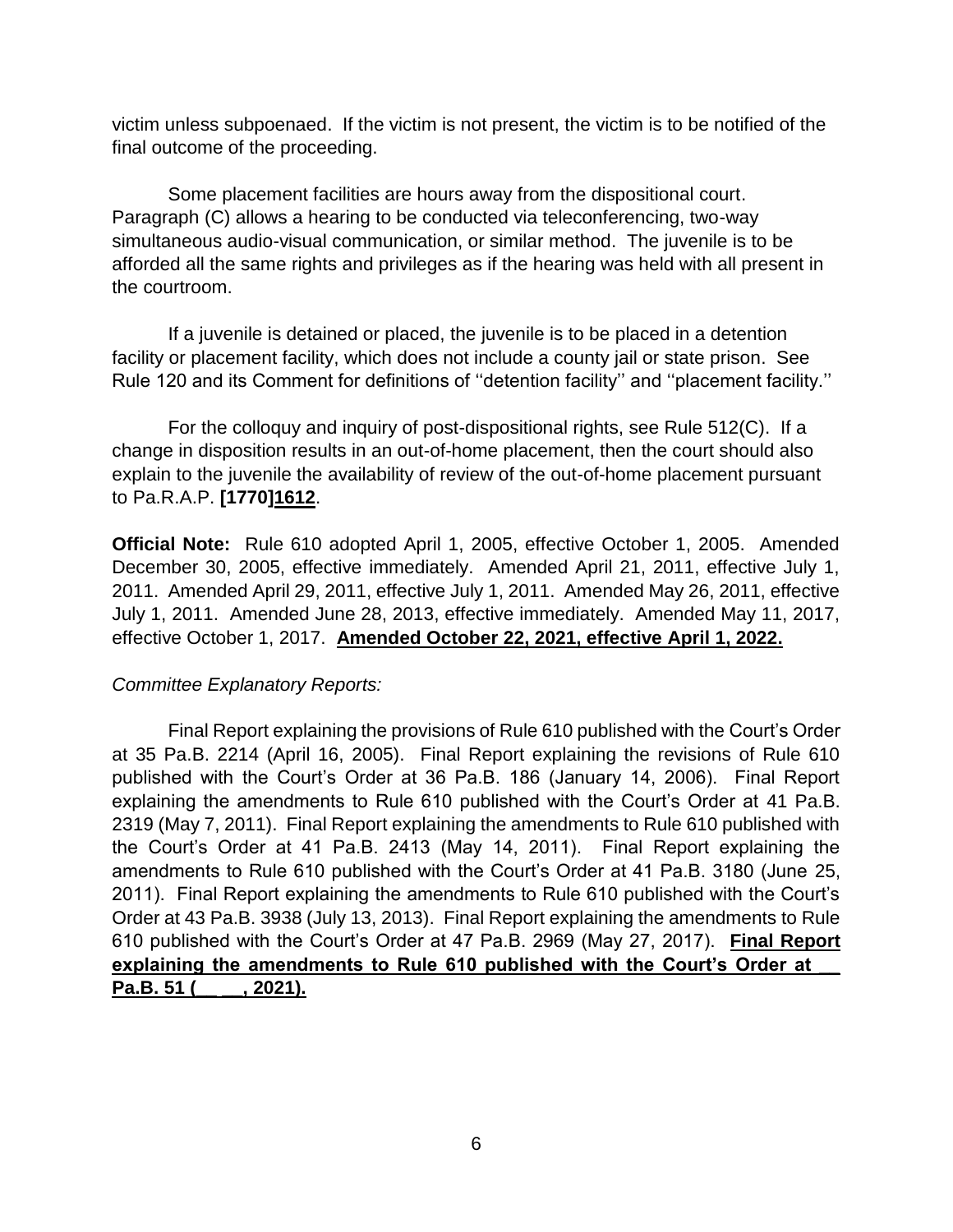victim unless subpoenaed. If the victim is not present, the victim is to be notified of the final outcome of the proceeding.

Some placement facilities are hours away from the dispositional court. Paragraph (C) allows a hearing to be conducted via teleconferencing, two-way simultaneous audio-visual communication, or similar method. The juvenile is to be afforded all the same rights and privileges as if the hearing was held with all present in the courtroom.

If a juvenile is detained or placed, the juvenile is to be placed in a detention facility or placement facility, which does not include a county jail or state prison. See Rule 120 and its Comment for definitions of ''detention facility'' and ''placement facility.''

For the colloquy and inquiry of post-dispositional rights, see Rule 512(C). If a change in disposition results in an out-of-home placement, then the court should also explain to the juvenile the availability of review of the out-of-home placement pursuant to Pa.R.A.P. **[1770]**<u>**1612**</u>.

**Official Note:** Rule 610 adopted April 1, 2005, effective October 1, 2005. Amended December 30, 2005, effective immediately. Amended April 21, 2011, effective July 1, 2011. Amended April 29, 2011, effective July 1, 2011. Amended May 26, 2011, effective July 1, 2011. Amended June 28, 2013, effective immediately. Amended May 11, 2017, effective October 1, 2017. <u>**Amended October 22, 2021, effective April 1, 2022.**</u>

*Committee Explanatory Reports:*

Final Report explaining the provisions of Rule 610 published with the Court's Order at 35 Pa.B. 2214 (April 16, 2005). Final Report explaining the revisions of Rule 610 published with the Court's Order at 36 Pa.B. 186 (January 14, 2006). Final Report explaining the amendments to Rule 610 published with the Court's Order at 41 Pa.B. 2319 (May 7, 2011). Final Report explaining the amendments to Rule 610 published with the Court's Order at 41 Pa.B. 2413 (May 14, 2011). Final Report explaining the amendments to Rule 610 published with the Court's Order at 41 Pa.B. 3180 (June 25, 2011). Final Report explaining the amendments to Rule 610 published with the Court's Order at 43 Pa.B. 3938 (July 13, 2013). Final Report explaining the amendments to Rule 610 published with the Court's Order at 47 Pa.B. 2969 (May 27, 2017). <u>**Final Report explaining the amendments to Rule 610 published with the Court's Order at __ Pa.B. 51 (__ __, 2021).**</u>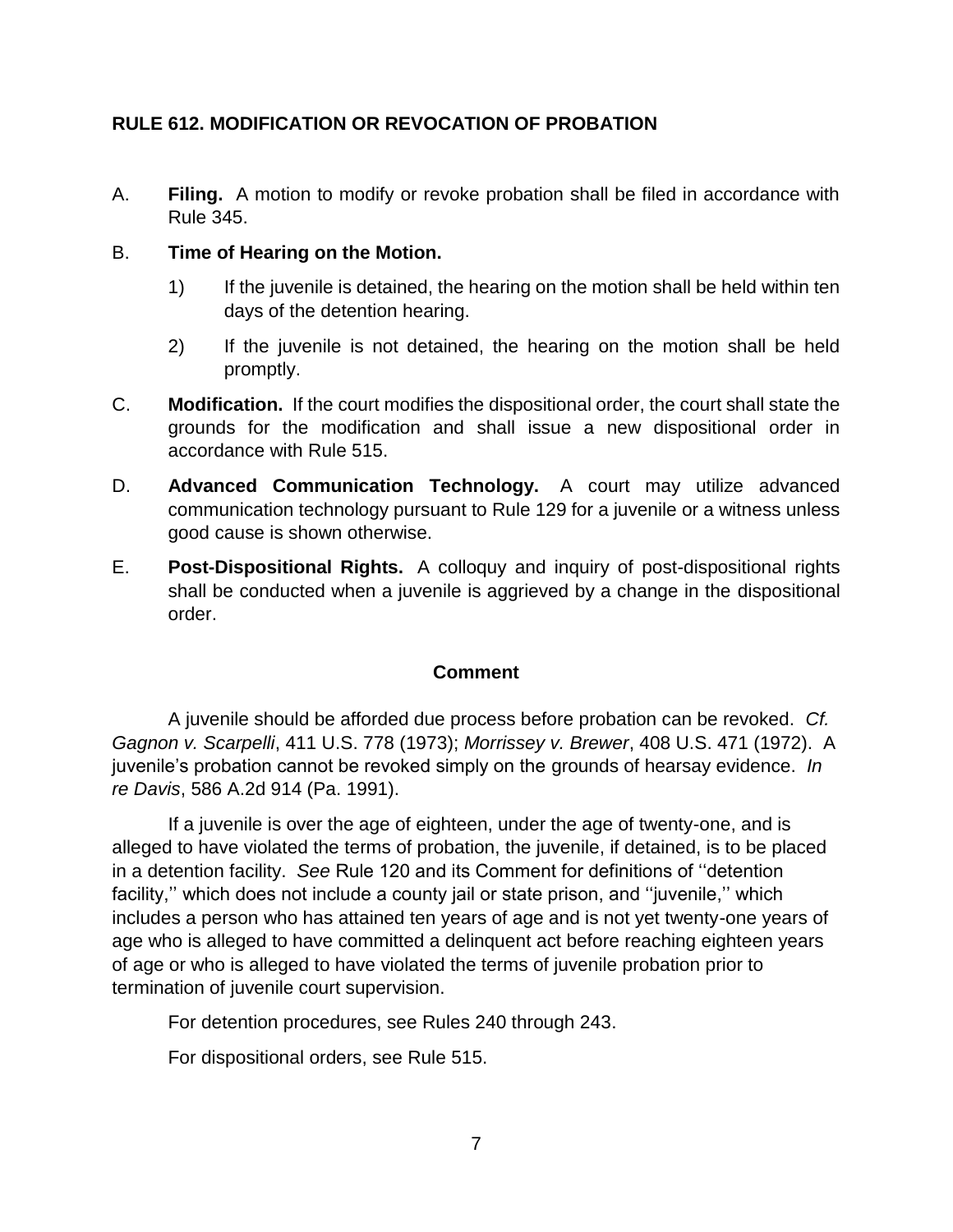## RULE 612. MODIFICATION OR REVOCATION OF PROBATION

A. **Filing.** A motion to modify or revoke probation shall be filed in accordance with Rule 345.

B. **Time of Hearing on the Motion.**

   1) If the juvenile is detained, the hearing on the motion shall be held within ten days of the detention hearing.

   2) If the juvenile is not detained, the hearing on the motion shall be held promptly.

C. **Modification.** If the court modifies the dispositional order, the court shall state the grounds for the modification and shall issue a new dispositional order in accordance with Rule 515.

D. **Advanced Communication Technology.** A court may utilize advanced communication technology pursuant to Rule 129 for a juvenile or a witness unless good cause is shown otherwise.

E. **Post-Dispositional Rights.** A colloquy and inquiry of post-dispositional rights shall be conducted when a juvenile is aggrieved by a change in the dispositional order.

### Comment

A juvenile should be afforded due process before probation can be revoked. *Cf. Gagnon v. Scarpelli*, 411 U.S. 778 (1973); *Morrissey v. Brewer*, 408 U.S. 471 (1972). A juvenile's probation cannot be revoked simply on the grounds of hearsay evidence. *In re Davis*, 586 A.2d 914 (Pa. 1991).

If a juvenile is over the age of eighteen, under the age of twenty-one, and is alleged to have violated the terms of probation, the juvenile, if detained, is to be placed in a detention facility. *See* Rule 120 and its Comment for definitions of ''detention facility,'' which does not include a county jail or state prison, and ''juvenile,'' which includes a person who has attained ten years of age and is not yet twenty-one years of age who is alleged to have committed a delinquent act before reaching eighteen years of age or who is alleged to have violated the terms of juvenile probation prior to termination of juvenile court supervision.

For detention procedures, see Rules 240 through 243.

For dispositional orders, see Rule 515.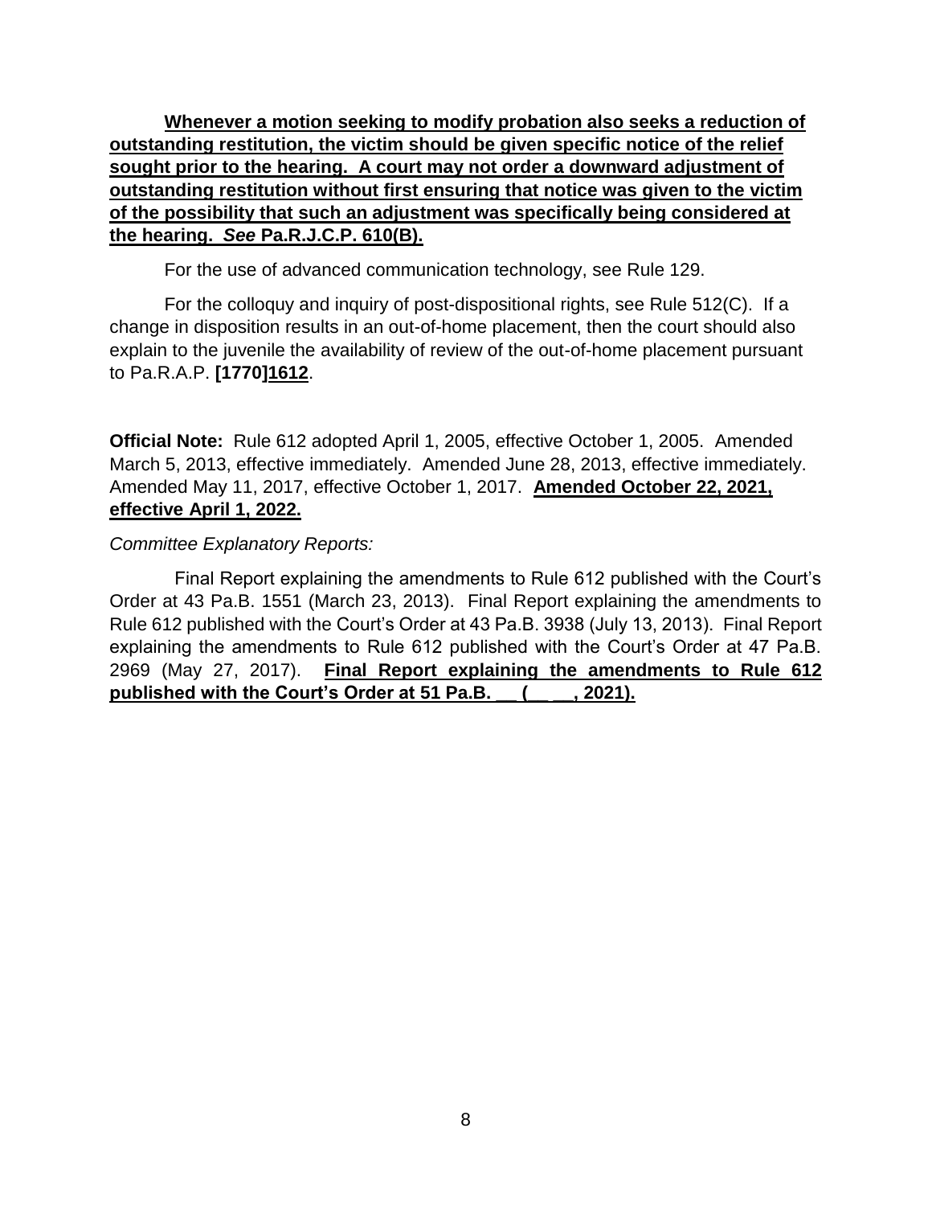**Whenever a motion seeking to modify probation also seeks a reduction of outstanding restitution, the victim should be given specific notice of the relief sought prior to the hearing. A court may not order a downward adjustment of outstanding restitution without first ensuring that notice was given to the victim of the possibility that such an adjustment was specifically being considered at the hearing. *See* Pa.R.J.C.P. 610(B).**

For the use of advanced communication technology, see Rule 129.

For the colloquy and inquiry of post-dispositional rights, see Rule 512(C). If a change in disposition results in an out-of-home placement, then the court should also explain to the juvenile the availability of review of the out-of-home placement pursuant to Pa.R.A.P. **[1770]1612**.

**Official Note:** Rule 612 adopted April 1, 2005, effective October 1, 2005. Amended March 5, 2013, effective immediately. Amended June 28, 2013, effective immediately. Amended May 11, 2017, effective October 1, 2017. **Amended October 22, 2021, effective April 1, 2022.**

*Committee Explanatory Reports:*

Final Report explaining the amendments to Rule 612 published with the Court's Order at 43 Pa.B. 1551 (March 23, 2013). Final Report explaining the amendments to Rule 612 published with the Court's Order at 43 Pa.B. 3938 (July 13, 2013). Final Report explaining the amendments to Rule 612 published with the Court's Order at 47 Pa.B. 2969 (May 27, 2017). **Final Report explaining the amendments to Rule 612 published with the Court's Order at 51 Pa.B. __ (__ __, 2021).**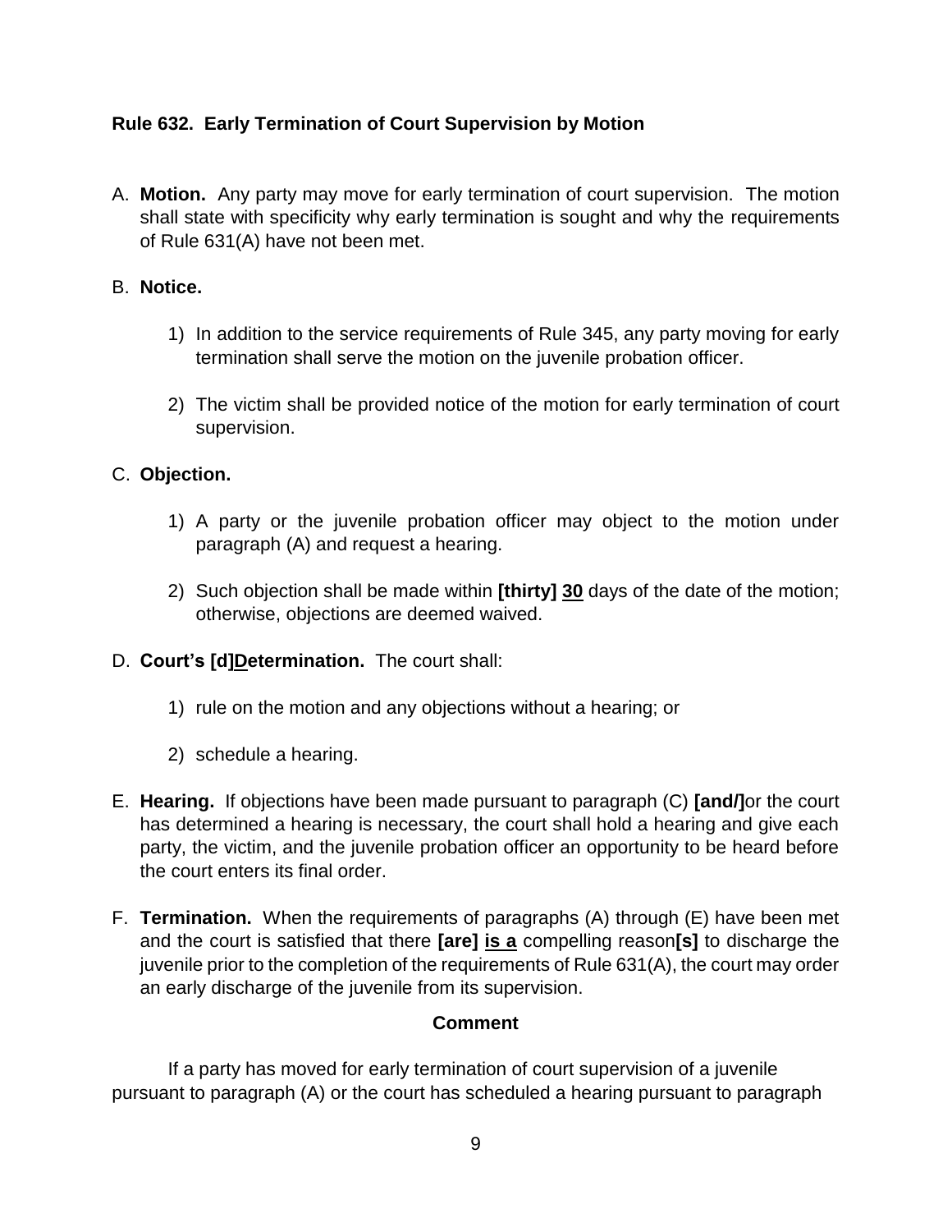**Rule 632. Early Termination of Court Supervision by Motion**

A. **Motion.** Any party may move for early termination of court supervision. The motion shall state with specificity why early termination is sought and why the requirements of Rule 631(A) have not been met.

B. **Notice.**

1) In addition to the service requirements of Rule 345, any party moving for early termination shall serve the motion on the juvenile probation officer.

2) The victim shall be provided notice of the motion for early termination of court supervision.

C. **Objection.**

1) A party or the juvenile probation officer may object to the motion under paragraph (A) and request a hearing.

2) Such objection shall be made within **[thirty]** **<u>30</u>** days of the date of the motion; otherwise, objections are deemed waived.

D. **Court's [d]<u>D</u>etermination.** The court shall:

1) rule on the motion and any objections without a hearing; or

2) schedule a hearing.

E. **Hearing.** If objections have been made pursuant to paragraph (C) **[and/]**or the court has determined a hearing is necessary, the court shall hold a hearing and give each party, the victim, and the juvenile probation officer an opportunity to be heard before the court enters its final order.

F. **Termination.** When the requirements of paragraphs (A) through (E) have been met and the court is satisfied that there **[are]** **<u>is a</u>** compelling reason**[s]** to discharge the juvenile prior to the completion of the requirements of Rule 631(A), the court may order an early discharge of the juvenile from its supervision.

**Comment**

If a party has moved for early termination of court supervision of a juvenile pursuant to paragraph (A) or the court has scheduled a hearing pursuant to paragraph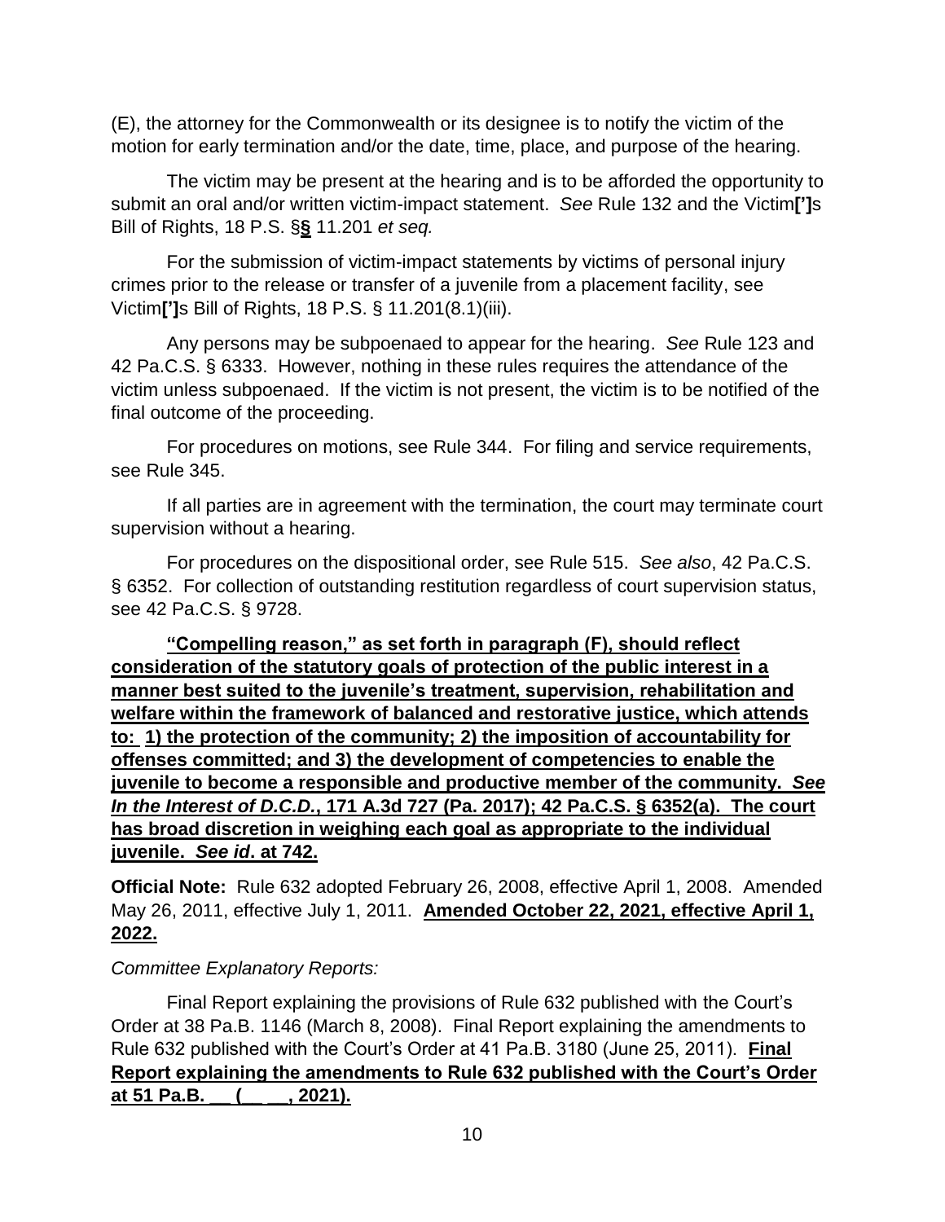(E), the attorney for the Commonwealth or its designee is to notify the victim of the motion for early termination and/or the date, time, place, and purpose of the hearing.

The victim may be present at the hearing and is to be afforded the opportunity to submit an oral and/or written victim-impact statement. *See* Rule 132 and the Victim**[']**s Bill of Rights, 18 P.S. §**<u>§</u>** 11.201 *et seq.*

For the submission of victim-impact statements by victims of personal injury crimes prior to the release or transfer of a juvenile from a placement facility, see Victim**[']**s Bill of Rights, 18 P.S. § 11.201(8.1)(iii).

Any persons may be subpoenaed to appear for the hearing. *See* Rule 123 and 42 Pa.C.S. § 6333. However, nothing in these rules requires the attendance of the victim unless subpoenaed. If the victim is not present, the victim is to be notified of the final outcome of the proceeding.

For procedures on motions, see Rule 344. For filing and service requirements, see Rule 345.

If all parties are in agreement with the termination, the court may terminate court supervision without a hearing.

For procedures on the dispositional order, see Rule 515. *See also*, 42 Pa.C.S. § 6352. For collection of outstanding restitution regardless of court supervision status, see 42 Pa.C.S. § 9728.

**<u>"Compelling reason," as set forth in paragraph (F), should reflect consideration of the statutory goals of protection of the public interest in a manner best suited to the juvenile's treatment, supervision, rehabilitation and welfare within the framework of balanced and restorative justice, which attends to: 1) the protection of the community; 2) the imposition of accountability for offenses committed; and 3) the development of competencies to enable the juvenile to become a responsible and productive member of the community. *See In the Interest of D.C.D.*, 171 A.3d 727 (Pa. 2017); 42 Pa.C.S. § 6352(a). The court has broad discretion in weighing each goal as appropriate to the individual juvenile. *See id*. at 742.</u>**

**Official Note:** Rule 632 adopted February 26, 2008, effective April 1, 2008. Amended May 26, 2011, effective July 1, 2011. **<u>Amended October 22, 2021, effective April 1, 2022.</u>**

*Committee Explanatory Reports:*

Final Report explaining the provisions of Rule 632 published with the Court's Order at 38 Pa.B. 1146 (March 8, 2008). Final Report explaining the amendments to Rule 632 published with the Court's Order at 41 Pa.B. 3180 (June 25, 2011). **<u>Final Report explaining the amendments to Rule 632 published with the Court's Order at 51 Pa.B. __ (__ __, 2021).</u>**